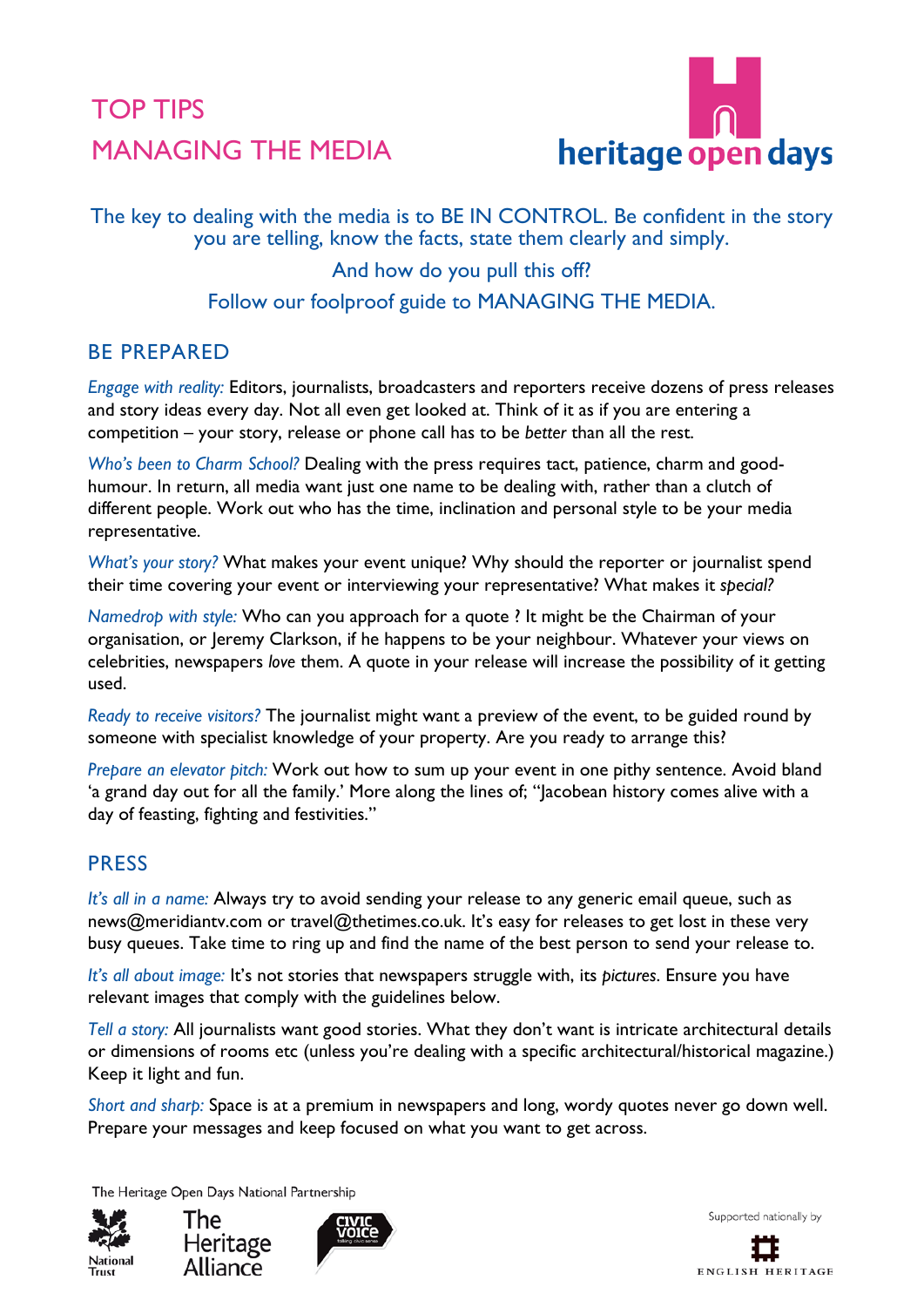# TOP TIPS
# MANAGING THE MEDIA

heritage open days

The key to dealing with the media is to BE IN CONTROL. Be confident in the story you are telling, know the facts, state them clearly and simply.

And how do you pull this off?

Follow our foolproof guide to MANAGING THE MEDIA.

## BE PREPARED

*Engage with reality:* Editors, journalists, broadcasters and reporters receive dozens of press releases and story ideas every day. Not all even get looked at. Think of it as if you are entering a competition – your story, release or phone call has to be *better* than all the rest.

*Who's been to Charm School?* Dealing with the press requires tact, patience, charm and good-humour. In return, all media want just one name to be dealing with, rather than a clutch of different people. Work out who has the time, inclination and personal style to be your media representative.

*What's your story?* What makes your event unique? Why should the reporter or journalist spend their time covering your event or interviewing your representative? What makes it *special?*

*Namedrop with style:* Who can you approach for a quote ? It might be the Chairman of your organisation, or Jeremy Clarkson, if he happens to be your neighbour. Whatever your views on celebrities, newspapers *love* them. A quote in your release will increase the possibility of it getting used.

*Ready to receive visitors?* The journalist might want a preview of the event, to be guided round by someone with specialist knowledge of your property. Are you ready to arrange this?

*Prepare an elevator pitch:* Work out how to sum up your event in one pithy sentence. Avoid bland 'a grand day out for all the family.' More along the lines of; "Jacobean history comes alive with a day of feasting, fighting and festivities."

## PRESS

*It's all in a name:* Always try to avoid sending your release to any generic email queue, such as news@meridiantv.com or travel@thetimes.co.uk. It's easy for releases to get lost in these very busy queues. Take time to ring up and find the name of the best person to send your release to.

*It's all about image:* It's not stories that newspapers struggle with, its *pictures*. Ensure you have relevant images that comply with the guidelines below.

*Tell a story:* All journalists want good stories. What they don't want is intricate architectural details or dimensions of rooms etc (unless you're dealing with a specific architectural/historical magazine.) Keep it light and fun.

*Short and sharp:* Space is at a premium in newspapers and long, wordy quotes never go down well. Prepare your messages and keep focused on what you want to get across.

The Heritage Open Days National Partnership

National Trust · The Heritage Alliance · Civic Voice

Supported nationally by English Heritage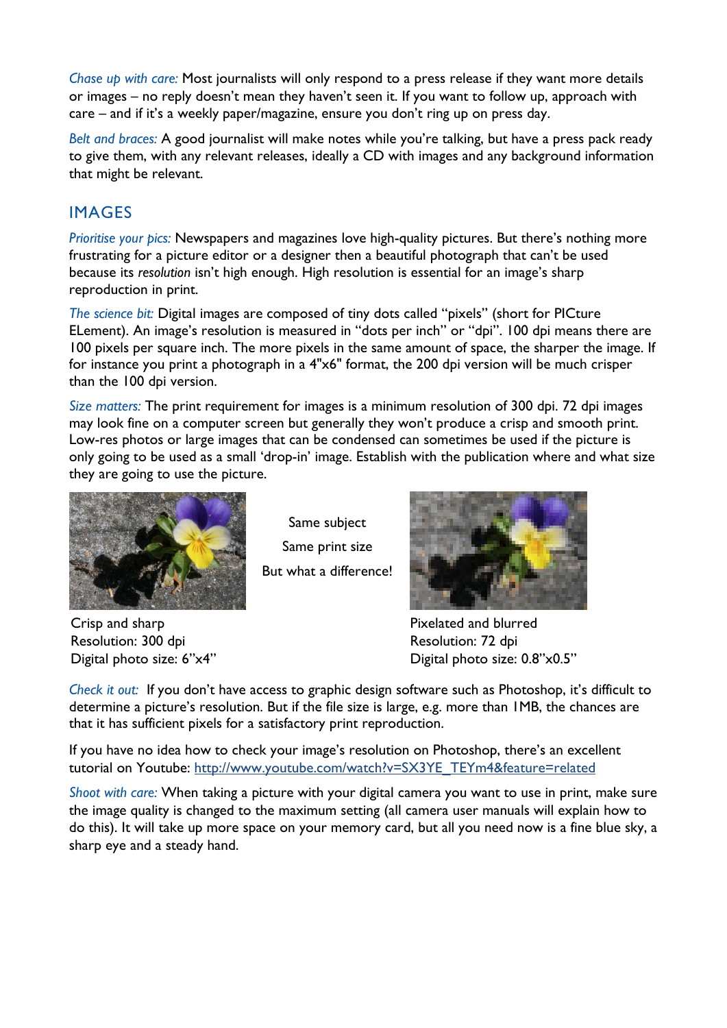*Chase up with care:* Most journalists will only respond to a press release if they want more details or images – no reply doesn't mean they haven't seen it. If you want to follow up, approach with care – and if it's a weekly paper/magazine, ensure you don't ring up on press day.

*Belt and braces:* A good journalist will make notes while you're talking, but have a press pack ready to give them, with any relevant releases, ideally a CD with images and any background information that might be relevant.

## IMAGES

*Prioritise your pics:* Newspapers and magazines love high-quality pictures. But there's nothing more frustrating for a picture editor or a designer then a beautiful photograph that can't be used because its *resolution* isn't high enough. High resolution is essential for an image's sharp reproduction in print.

*The science bit:* Digital images are composed of tiny dots called "pixels" (short for PICture ELement). An image's resolution is measured in "dots per inch" or "dpi". 100 dpi means there are 100 pixels per square inch. The more pixels in the same amount of space, the sharper the image. If for instance you print a photograph in a 4"x6" format, the 200 dpi version will be much crisper than the 100 dpi version.

*Size matters:* The print requirement for images is a minimum resolution of 300 dpi. 72 dpi images may look fine on a computer screen but generally they won't produce a crisp and smooth print. Low-res photos or large images that can be condensed can sometimes be used if the picture is only going to be used as a small 'drop-in' image. Establish with the publication where and what size they are going to use the picture.

Same subject

Same print size

But what a difference!

Crisp and sharp
Resolution: 300 dpi
Digital photo size: 6"x4"

Pixelated and blurred
Resolution: 72 dpi
Digital photo size: 0.8"x0.5"

*Check it out:* If you don't have access to graphic design software such as Photoshop, it's difficult to determine a picture's resolution. But if the file size is large, e.g. more than 1MB, the chances are that it has sufficient pixels for a satisfactory print reproduction.

If you have no idea how to check your image's resolution on Photoshop, there's an excellent tutorial on Youtube: http://www.youtube.com/watch?v=SX3YE_TEYm4&feature=related

*Shoot with care:* When taking a picture with your digital camera you want to use in print, make sure the image quality is changed to the maximum setting (all camera user manuals will explain how to do this). It will take up more space on your memory card, but all you need now is a fine blue sky, a sharp eye and a steady hand.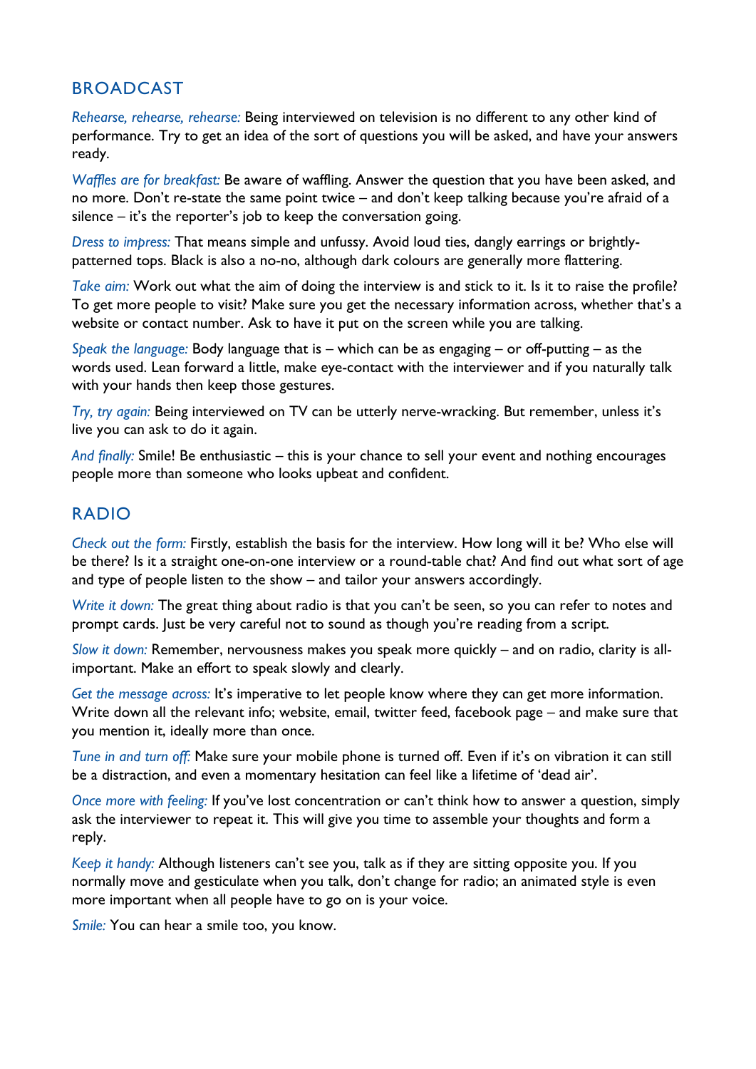## BROADCAST

*Rehearse, rehearse, rehearse:* Being interviewed on television is no different to any other kind of performance. Try to get an idea of the sort of questions you will be asked, and have your answers ready.

*Waffles are for breakfast:* Be aware of waffling. Answer the question that you have been asked, and no more. Don't re-state the same point twice – and don't keep talking because you're afraid of a silence – it's the reporter's job to keep the conversation going.

*Dress to impress:* That means simple and unfussy. Avoid loud ties, dangly earrings or brightly-patterned tops. Black is also a no-no, although dark colours are generally more flattering.

*Take aim:* Work out what the aim of doing the interview is and stick to it. Is it to raise the profile? To get more people to visit? Make sure you get the necessary information across, whether that's a website or contact number. Ask to have it put on the screen while you are talking.

*Speak the language:* Body language that is – which can be as engaging – or off-putting – as the words used. Lean forward a little, make eye-contact with the interviewer and if you naturally talk with your hands then keep those gestures.

*Try, try again:* Being interviewed on TV can be utterly nerve-wracking. But remember, unless it's live you can ask to do it again.

*And finally:* Smile! Be enthusiastic – this is your chance to sell your event and nothing encourages people more than someone who looks upbeat and confident.

## RADIO

*Check out the form:* Firstly, establish the basis for the interview. How long will it be? Who else will be there? Is it a straight one-on-one interview or a round-table chat? And find out what sort of age and type of people listen to the show – and tailor your answers accordingly.

*Write it down:* The great thing about radio is that you can't be seen, so you can refer to notes and prompt cards. Just be very careful not to sound as though you're reading from a script.

*Slow it down:* Remember, nervousness makes you speak more quickly – and on radio, clarity is all-important. Make an effort to speak slowly and clearly.

*Get the message across:* It's imperative to let people know where they can get more information. Write down all the relevant info; website, email, twitter feed, facebook page – and make sure that you mention it, ideally more than once.

*Tune in and turn off:* Make sure your mobile phone is turned off. Even if it's on vibration it can still be a distraction, and even a momentary hesitation can feel like a lifetime of 'dead air'.

*Once more with feeling:* If you've lost concentration or can't think how to answer a question, simply ask the interviewer to repeat it. This will give you time to assemble your thoughts and form a reply.

*Keep it handy:* Although listeners can't see you, talk as if they are sitting opposite you. If you normally move and gesticulate when you talk, don't change for radio; an animated style is even more important when all people have to go on is your voice.

*Smile:* You can hear a smile too, you know.